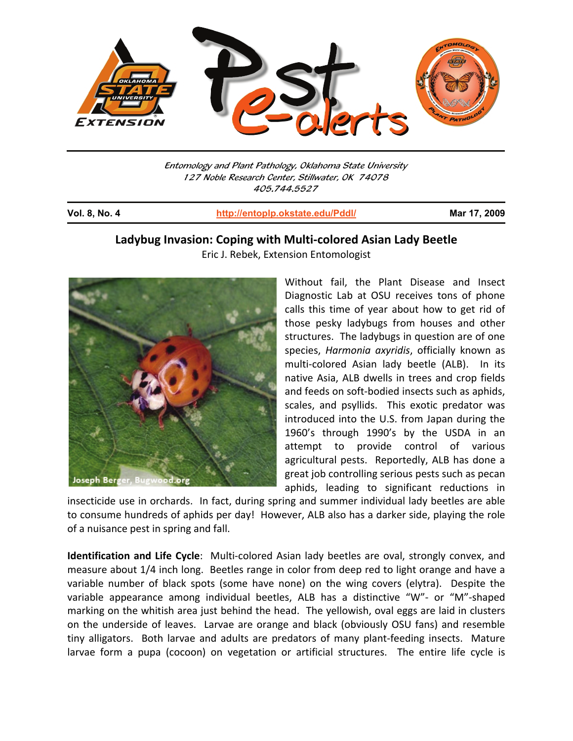Entomology and Plant Pathology, Oklahoma State University
127 Noble Research Center, Stillwater, OK 74078
405.744.5527

Vol. 8, No. 4 | http://entoplp.okstate.edu/Pddl/ | Mar 17, 2009

# Ladybug Invasion: Coping with Multi-colored Asian Lady Beetle

Eric J. Rebek, Extension Entomologist

Joseph Berger, Bugwood.org

Without fail, the Plant Disease and Insect Diagnostic Lab at OSU receives tons of phone calls this time of year about how to get rid of those pesky ladybugs from houses and other structures. The ladybugs in question are of one species, *Harmonia axyridis*, officially known as multi-colored Asian lady beetle (ALB). In its native Asia, ALB dwells in trees and crop fields and feeds on soft-bodied insects such as aphids, scales, and psyllids. This exotic predator was introduced into the U.S. from Japan during the 1960's through 1990's by the USDA in an attempt to provide control of various agricultural pests. Reportedly, ALB has done a great job controlling serious pests such as pecan aphids, leading to significant reductions in insecticide use in orchards. In fact, during spring and summer individual lady beetles are able to consume hundreds of aphids per day! However, ALB also has a darker side, playing the role of a nuisance pest in spring and fall.

**Identification and Life Cycle**: Multi-colored Asian lady beetles are oval, strongly convex, and measure about 1/4 inch long. Beetles range in color from deep red to light orange and have a variable number of black spots (some have none) on the wing covers (elytra). Despite the variable appearance among individual beetles, ALB has a distinctive "W"- or "M"-shaped marking on the whitish area just behind the head. The yellowish, oval eggs are laid in clusters on the underside of leaves. Larvae are orange and black (obviously OSU fans) and resemble tiny alligators. Both larvae and adults are predators of many plant-feeding insects. Mature larvae form a pupa (cocoon) on vegetation or artificial structures. The entire life cycle is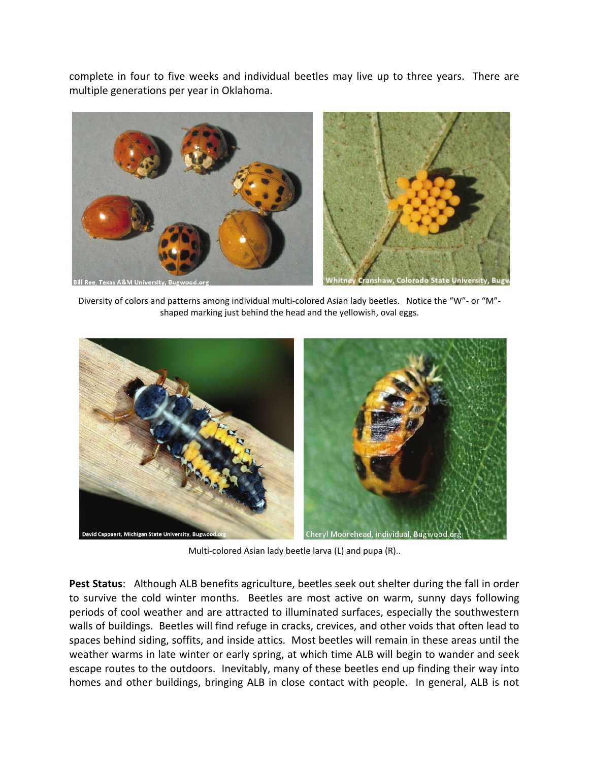complete in four to five weeks and individual beetles may live up to three years. There are multiple generations per year in Oklahoma.

Diversity of colors and patterns among individual multi-colored Asian lady beetles. Notice the "W"- or "M"-shaped marking just behind the head and the yellowish, oval eggs.

Multi-colored Asian lady beetle larva (L) and pupa (R)..

**Pest Status**: Although ALB benefits agriculture, beetles seek out shelter during the fall in order to survive the cold winter months. Beetles are most active on warm, sunny days following periods of cool weather and are attracted to illuminated surfaces, especially the southwestern walls of buildings. Beetles will find refuge in cracks, crevices, and other voids that often lead to spaces behind siding, soffits, and inside attics. Most beetles will remain in these areas until the weather warms in late winter or early spring, at which time ALB will begin to wander and seek escape routes to the outdoors. Inevitably, many of these beetles end up finding their way into homes and other buildings, bringing ALB in close contact with people. In general, ALB is not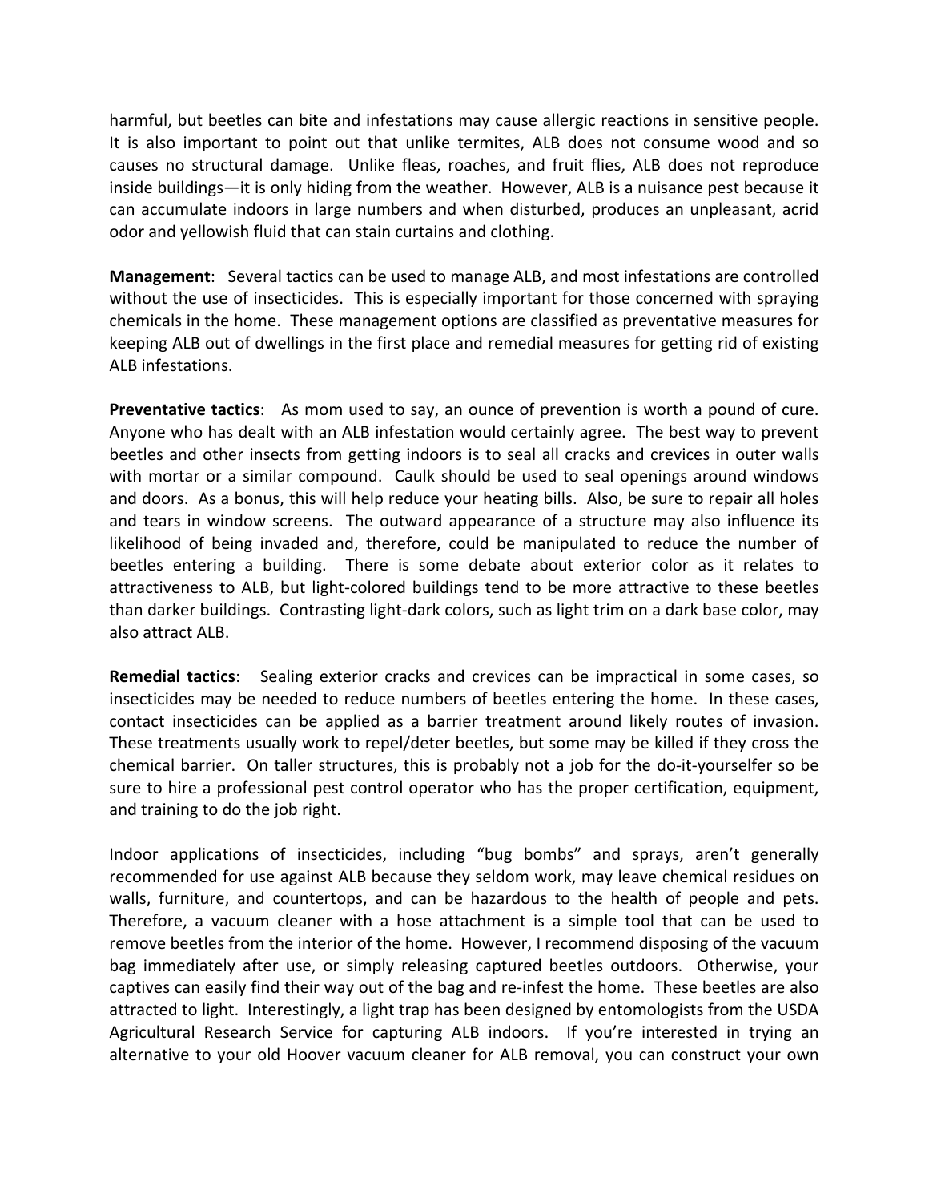harmful, but beetles can bite and infestations may cause allergic reactions in sensitive people. It is also important to point out that unlike termites, ALB does not consume wood and so causes no structural damage. Unlike fleas, roaches, and fruit flies, ALB does not reproduce inside buildings—it is only hiding from the weather. However, ALB is a nuisance pest because it can accumulate indoors in large numbers and when disturbed, produces an unpleasant, acrid odor and yellowish fluid that can stain curtains and clothing.

**Management**: Several tactics can be used to manage ALB, and most infestations are controlled without the use of insecticides. This is especially important for those concerned with spraying chemicals in the home. These management options are classified as preventative measures for keeping ALB out of dwellings in the first place and remedial measures for getting rid of existing ALB infestations.

**Preventative tactics**: As mom used to say, an ounce of prevention is worth a pound of cure. Anyone who has dealt with an ALB infestation would certainly agree. The best way to prevent beetles and other insects from getting indoors is to seal all cracks and crevices in outer walls with mortar or a similar compound. Caulk should be used to seal openings around windows and doors. As a bonus, this will help reduce your heating bills. Also, be sure to repair all holes and tears in window screens. The outward appearance of a structure may also influence its likelihood of being invaded and, therefore, could be manipulated to reduce the number of beetles entering a building. There is some debate about exterior color as it relates to attractiveness to ALB, but light-colored buildings tend to be more attractive to these beetles than darker buildings. Contrasting light-dark colors, such as light trim on a dark base color, may also attract ALB.

**Remedial tactics**: Sealing exterior cracks and crevices can be impractical in some cases, so insecticides may be needed to reduce numbers of beetles entering the home. In these cases, contact insecticides can be applied as a barrier treatment around likely routes of invasion. These treatments usually work to repel/deter beetles, but some may be killed if they cross the chemical barrier. On taller structures, this is probably not a job for the do-it-yourselfer so be sure to hire a professional pest control operator who has the proper certification, equipment, and training to do the job right.

Indoor applications of insecticides, including "bug bombs" and sprays, aren't generally recommended for use against ALB because they seldom work, may leave chemical residues on walls, furniture, and countertops, and can be hazardous to the health of people and pets. Therefore, a vacuum cleaner with a hose attachment is a simple tool that can be used to remove beetles from the interior of the home. However, I recommend disposing of the vacuum bag immediately after use, or simply releasing captured beetles outdoors. Otherwise, your captives can easily find their way out of the bag and re-infest the home. These beetles are also attracted to light. Interestingly, a light trap has been designed by entomologists from the USDA Agricultural Research Service for capturing ALB indoors. If you're interested in trying an alternative to your old Hoover vacuum cleaner for ALB removal, you can construct your own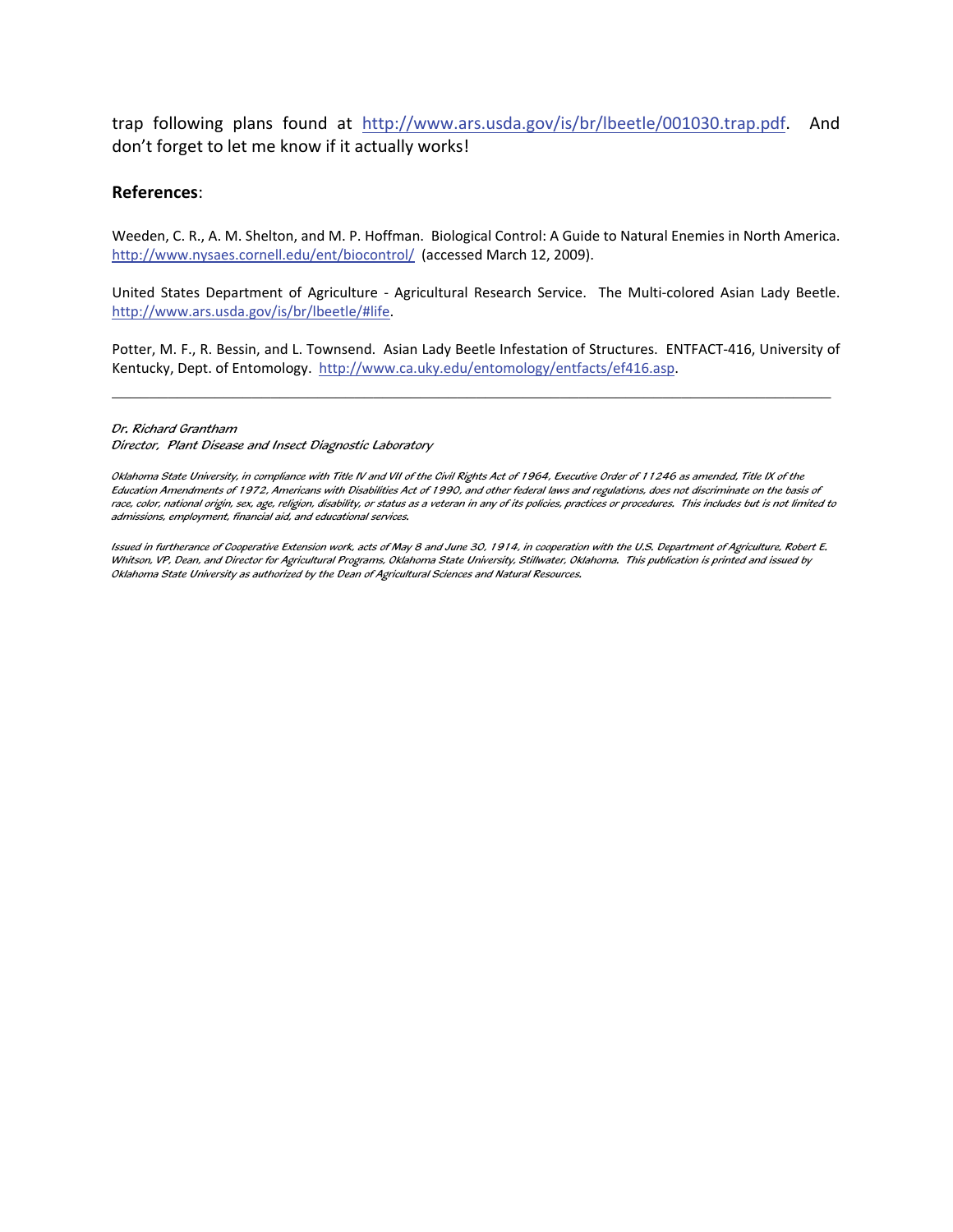trap following plans found at http://www.ars.usda.gov/is/br/lbeetle/001030.trap.pdf. And don't forget to let me know if it actually works!

**References**:

Weeden, C. R., A. M. Shelton, and M. P. Hoffman. Biological Control: A Guide to Natural Enemies in North America. http://www.nysaes.cornell.edu/ent/biocontrol/ (accessed March 12, 2009).

United States Department of Agriculture - Agricultural Research Service. The Multi-colored Asian Lady Beetle. http://www.ars.usda.gov/is/br/lbeetle/#life.

Potter, M. F., R. Bessin, and L. Townsend. Asian Lady Beetle Infestation of Structures. ENTFACT-416, University of Kentucky, Dept. of Entomology. http://www.ca.uky.edu/entomology/entfacts/ef416.asp.

---

*Dr. Richard Grantham*
*Director, Plant Disease and Insect Diagnostic Laboratory*

*Oklahoma State University, in compliance with Title IV and VII of the Civil Rights Act of 1964, Executive Order of 11246 as amended, Title IX of the Education Amendments of 1972, Americans with Disabilities Act of 1990, and other federal laws and regulations, does not discriminate on the basis of race, color, national origin, sex, age, religion, disability, or status as a veteran in any of its policies, practices or procedures. This includes but is not limited to admissions, employment, financial aid, and educational services.*

*Issued in furtherance of Cooperative Extension work, acts of May 8 and June 30, 1914, in cooperation with the U.S. Department of Agriculture, Robert E. Whitson, VP, Dean, and Director for Agricultural Programs, Oklahoma State University, Stillwater, Oklahoma. This publication is printed and issued by Oklahoma State University as authorized by the Dean of Agricultural Sciences and Natural Resources.*